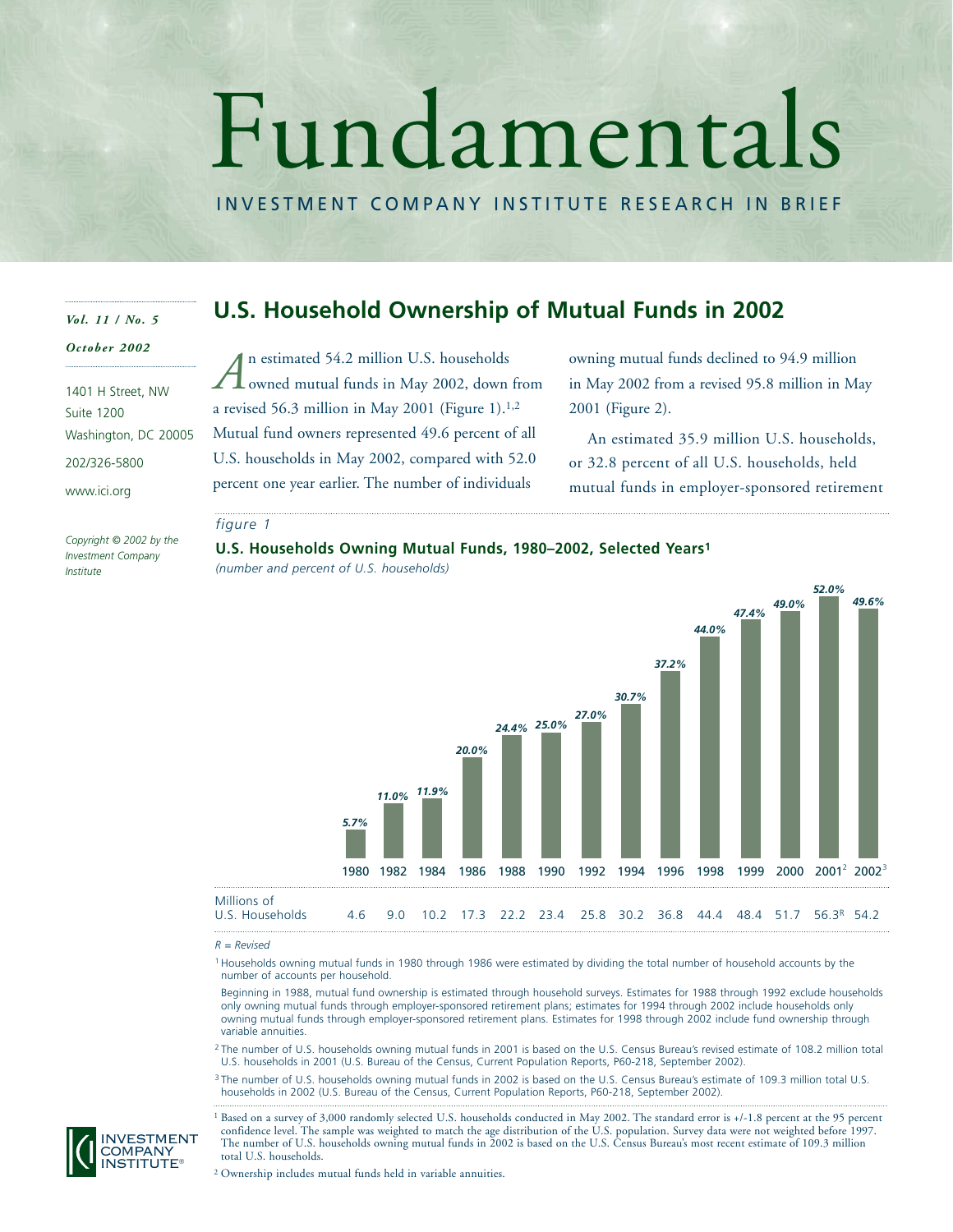# Fundamentals

INVESTMENT COMPANY INSTITUTE RESEARCH IN BRIEF

*Vol. 11 / No. 5*

*October 2002*

1401 H Street, NW
Suite 1200
Washington, DC 20005
202/326-5800
www.ici.org

*Copyright © 2002 by the Investment Company Institute*

## U.S. Household Ownership of Mutual Funds in 2002

An estimated 54.2 million U.S. households owned mutual funds in May 2002, down from a revised 56.3 million in May 2001 (Figure 1).[1,2] Mutual fund owners represented 49.6 percent of all U.S. households in May 2002, compared with 52.0 percent one year earlier. The number of individuals owning mutual funds declined to 94.9 million in May 2002 from a revised 95.8 million in May 2001 (Figure 2).

An estimated 35.9 million U.S. households, or 32.8 percent of all U.S. households, held mutual funds in employer-sponsored retirement

*figure 1*

**U.S. Households Owning Mutual Funds, 1980–2002, Selected Years[1]**

*(number and percent of U.S. households)*

| | 1980 | 1982 | 1984 | 1986 | 1988 | 1990 | 1992 | 1994 | 1996 | 1998 | 1999 | 2000 | 2001[2] | 2002[3] |
|---|---|---|---|---|---|---|---|---|---|---|---|---|---|---|
| Percent of U.S. Households | 5.7% | 11.0% | 11.9% | 20.0% | 24.4% | 25.0% | 27.0% | 30.7% | 37.2% | 44.0% | 47.4% | 49.0% | 52.0% | 49.6% |
| Millions of U.S. Households | 4.6 | 9.0 | 10.2 | 17.3 | 22.2 | 23.4 | 25.8 | 30.2 | 36.8 | 44.4 | 48.4 | 51.7 | 56.3[R] | 54.2 |

*R = Revised*

[1] Households owning mutual funds in 1980 through 1986 were estimated by dividing the total number of household accounts by the number of accounts per household.

Beginning in 1988, mutual fund ownership is estimated through household surveys. Estimates for 1988 through 1992 exclude households only owning mutual funds through employer-sponsored retirement plans; estimates for 1994 through 2002 include households only owning mutual funds through employer-sponsored retirement plans. Estimates for 1998 through 2002 include fund ownership through variable annuities.

[2] The number of U.S. households owning mutual funds in 2001 is based on the U.S. Census Bureau's revised estimate of 108.2 million total U.S. households in 2001 (U.S. Bureau of the Census, Current Population Reports, P60-218, September 2002).

[3] The number of U.S. households owning mutual funds in 2002 is based on the U.S. Census Bureau's estimate of 109.3 million total U.S. households in 2002 (U.S. Bureau of the Census, Current Population Reports, P60-218, September 2002).

---

[1] Based on a survey of 3,000 randomly selected U.S. households conducted in May 2002. The standard error is +/-1.8 percent at the 95 percent confidence level. The sample was weighted to match the age distribution of the U.S. population. Survey data were not weighted before 1997. The number of U.S. households owning mutual funds in 2002 is based on the U.S. Census Bureau's most recent estimate of 109.3 million total U.S. households.

[2] Ownership includes mutual funds held in variable annuities.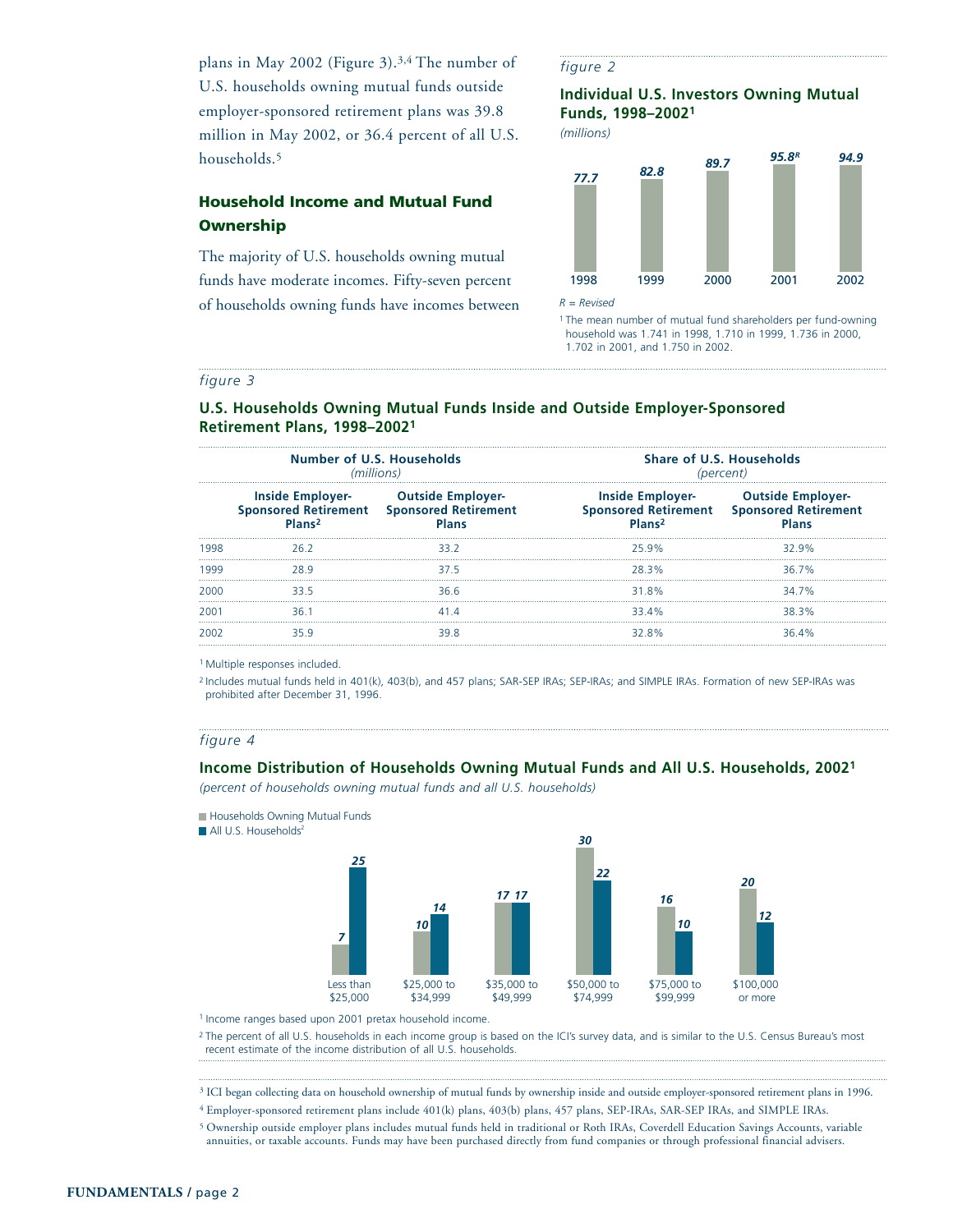plans in May 2002 (Figure 3).[3,4] The number of U.S. households owning mutual funds outside employer-sponsored retirement plans was 39.8 million in May 2002, or 36.4 percent of all U.S. households.[5]

## Household Income and Mutual Fund Ownership

The majority of U.S. households owning mutual funds have moderate incomes. Fifty-seven percent of households owning funds have incomes between

*figure 2*

### Individual U.S. Investors Owning Mutual Funds, 1998–2002[1]

*(millions)*

| 1998 | 1999 | 2000 | 2001 | 2002 |
|---|---|---|---|---|
| 77.7 | 82.8 | 89.7 | 95.8[R] | 94.9 |

*R = Revised*

[1] The mean number of mutual fund shareholders per fund-owning household was 1.741 in 1998, 1.710 in 1999, 1.736 in 2000, 1.702 in 2001, and 1.750 in 2002.

*figure 3*

### U.S. Households Owning Mutual Funds Inside and Outside Employer-Sponsored Retirement Plans, 1998–2002[1]

| | Number of U.S. Households *(millions)* | | Share of U.S. Households *(percent)* | |
|---|---|---|---|---|
| | Inside Employer-Sponsored Retirement Plans[2] | Outside Employer-Sponsored Retirement Plans | Inside Employer-Sponsored Retirement Plans[2] | Outside Employer-Sponsored Retirement Plans |
| 1998 | 26.2 | 33.2 | 25.9% | 32.9% |
| 1999 | 28.9 | 37.5 | 28.3% | 36.7% |
| 2000 | 33.5 | 36.6 | 31.8% | 34.7% |
| 2001 | 36.1 | 41.4 | 33.4% | 38.3% |
| 2002 | 35.9 | 39.8 | 32.8% | 36.4% |

[1] Multiple responses included.

[2] Includes mutual funds held in 401(k), 403(b), and 457 plans; SAR-SEP IRAs; SEP-IRAs; and SIMPLE IRAs. Formation of new SEP-IRAs was prohibited after December 31, 1996.

*figure 4*

### Income Distribution of Households Owning Mutual Funds and All U.S. Households, 2002[1]

*(percent of households owning mutual funds and all U.S. households)*

| | Less than $25,000 | $25,000 to $34,999 | $35,000 to $49,999 | $50,000 to $74,999 | $75,000 to $99,999 | $100,000 or more |
|---|---|---|---|---|---|---|
| Households Owning Mutual Funds | 7 | 10 | 17 | 30 | 16 | 20 |
| All U.S. Households[2] | 25 | 14 | 17 | 22 | 10 | 12 |

[1] Income ranges based upon 2001 pretax household income.

[2] The percent of all U.S. households in each income group is based on the ICI's survey data, and is similar to the U.S. Census Bureau's most recent estimate of the income distribution of all U.S. households.

[3] ICI began collecting data on household ownership of mutual funds by ownership inside and outside employer-sponsored retirement plans in 1996.

[4] Employer-sponsored retirement plans include 401(k) plans, 403(b) plans, 457 plans, SEP-IRAs, SAR-SEP IRAs, and SIMPLE IRAs.

[5] Ownership outside employer plans includes mutual funds held in traditional or Roth IRAs, Coverdell Education Savings Accounts, variable annuities, or taxable accounts. Funds may have been purchased directly from fund companies or through professional financial advisers.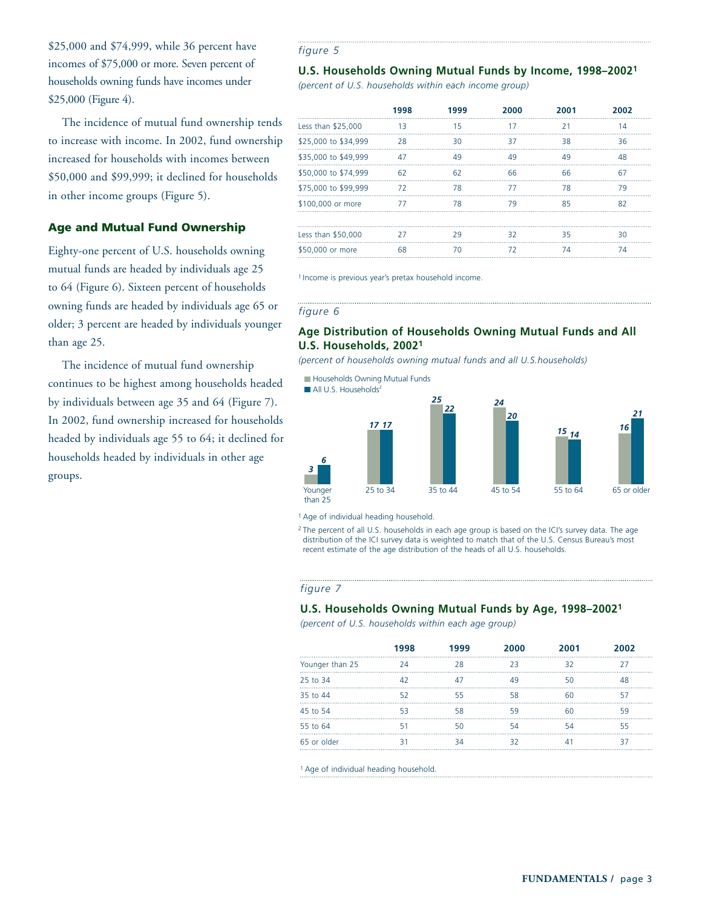$25,000 and $74,999, while 36 percent have incomes of $75,000 or more. Seven percent of households owning funds have incomes under $25,000 (Figure 4).

The incidence of mutual fund ownership tends to increase with income. In 2002, fund ownership increased for households with incomes between $50,000 and $99,999; it declined for households in other income groups (Figure 5).

## Age and Mutual Fund Ownership

Eighty-one percent of U.S. households owning mutual funds are headed by individuals age 25 to 64 (Figure 6). Sixteen percent of households owning funds are headed by individuals age 65 or older; 3 percent are headed by individuals younger than age 25.

The incidence of mutual fund ownership continues to be highest among households headed by individuals between age 35 and 64 (Figure 7). In 2002, fund ownership increased for households headed by individuals age 55 to 64; it declined for households headed by individuals in other age groups.

*figure 5*

### U.S. Households Owning Mutual Funds by Income, 1998–2002[1]

*(percent of U.S. households within each income group)*

| | 1998 | 1999 | 2000 | 2001 | 2002 |
|---|---|---|---|---|---|
| Less than $25,000 | 13 | 15 | 17 | 21 | 14 |
| $25,000 to $34,999 | 28 | 30 | 37 | 38 | 36 |
| $35,000 to $49,999 | 47 | 49 | 49 | 49 | 48 |
| $50,000 to $74,999 | 62 | 62 | 66 | 66 | 67 |
| $75,000 to $99,999 | 72 | 78 | 77 | 78 | 79 |
| $100,000 or more | 77 | 78 | 79 | 85 | 82 |
| | | | | | |
| Less than $50,000 | 27 | 29 | 32 | 35 | 30 |
| $50,000 or more | 68 | 70 | 72 | 74 | 74 |

[1] Income is previous year's pretax household income.

*figure 6*

### Age Distribution of Households Owning Mutual Funds and All U.S. Households, 2002[1]

*(percent of households owning mutual funds and all U.S.households)*

| | Younger than 25 | 25 to 34 | 35 to 44 | 45 to 54 | 55 to 64 | 65 or older |
|---|---|---|---|---|---|---|
| Households Owning Mutual Funds | 3 | 17 | 25 | 24 | 15 | 16 |
| All U.S. Households[2] | 6 | 17 | 22 | 20 | 14 | 21 |

[1] Age of individual heading household.

[2] The percent of all U.S. households in each age group is based on the ICI's survey data. The age distribution of the ICI survey data is weighted to match that of the U.S. Census Bureau's most recent estimate of the age distribution of the heads of all U.S. households.

*figure 7*

### U.S. Households Owning Mutual Funds by Age, 1998–2002[1]

*(percent of U.S. households within each age group)*

| | 1998 | 1999 | 2000 | 2001 | 2002 |
|---|---|---|---|---|---|
| Younger than 25 | 24 | 28 | 23 | 32 | 27 |
| 25 to 34 | 42 | 47 | 49 | 50 | 48 |
| 35 to 44 | 52 | 55 | 58 | 60 | 57 |
| 45 to 54 | 53 | 58 | 59 | 60 | 59 |
| 55 to 64 | 51 | 50 | 54 | 54 | 55 |
| 65 or older | 31 | 34 | 32 | 41 | 37 |

[1] Age of individual heading household.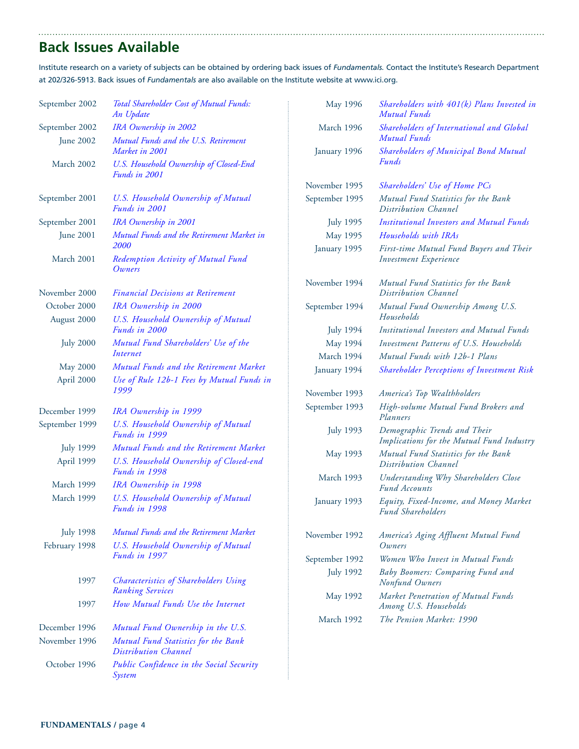## Back Issues Available

Institute research on a variety of subjects can be obtained by ordering back issues of *Fundamentals*. Contact the Institute's Research Department at 202/326-5913. Back issues of *Fundamentals* are also available on the Institute website at www.ici.org.

| | |
|---|---|
| September 2002 | *Total Shareholder Cost of Mutual Funds: An Update* |
| September 2002 | *IRA Ownership in 2002* |
| June 2002 | *Mutual Funds and the U.S. Retirement Market in 2001* |
| March 2002 | *U.S. Household Ownership of Closed-End Funds in 2001* |
| September 2001 | *U.S. Household Ownership of Mutual Funds in 2001* |
| September 2001 | *IRA Ownership in 2001* |
| June 2001 | *Mutual Funds and the Retirement Market in 2000* |
| March 2001 | *Redemption Activity of Mutual Fund Owners* |
| November 2000 | *Financial Decisions at Retirement* |
| October 2000 | *IRA Ownership in 2000* |
| August 2000 | *U.S. Household Ownership of Mutual Funds in 2000* |
| July 2000 | *Mutual Fund Shareholders' Use of the Internet* |
| May 2000 | *Mutual Funds and the Retirement Market* |
| April 2000 | *Use of Rule 12b-1 Fees by Mutual Funds in 1999* |
| December 1999 | *IRA Ownership in 1999* |
| September 1999 | *U.S. Household Ownership of Mutual Funds in 1999* |
| July 1999 | *Mutual Funds and the Retirement Market* |
| April 1999 | *U.S. Household Ownership of Closed-end Funds in 1998* |
| March 1999 | *IRA Ownership in 1998* |
| March 1999 | *U.S. Household Ownership of Mutual Funds in 1998* |
| July 1998 | *Mutual Funds and the Retirement Market* |
| February 1998 | *U.S. Household Ownership of Mutual Funds in 1997* |
| 1997 | *Characteristics of Shareholders Using Ranking Services* |
| 1997 | *How Mutual Funds Use the Internet* |
| December 1996 | *Mutual Fund Ownership in the U.S.* |
| November 1996 | *Mutual Fund Statistics for the Bank Distribution Channel* |
| October 1996 | *Public Confidence in the Social Security System* |
| May 1996 | *Shareholders with 401(k) Plans Invested in Mutual Funds* |
| March 1996 | *Shareholders of International and Global Mutual Funds* |
| January 1996 | *Shareholders of Municipal Bond Mutual Funds* |
| November 1995 | *Shareholders' Use of Home PCs* |
| September 1995 | *Mutual Fund Statistics for the Bank Distribution Channel* |
| July 1995 | *Institutional Investors and Mutual Funds* |
| May 1995 | *Households with IRAs* |
| January 1995 | *First-time Mutual Fund Buyers and Their Investment Experience* |
| November 1994 | *Mutual Fund Statistics for the Bank Distribution Channel* |
| September 1994 | *Mutual Fund Ownership Among U.S. Households* |
| July 1994 | *Institutional Investors and Mutual Funds* |
| May 1994 | *Investment Patterns of U.S. Households* |
| March 1994 | *Mutual Funds with 12b-1 Plans* |
| January 1994 | *Shareholder Perceptions of Investment Risk* |
| November 1993 | *America's Top Wealthholders* |
| September 1993 | *High-volume Mutual Fund Brokers and Planners* |
| July 1993 | *Demographic Trends and Their Implications for the Mutual Fund Industry* |
| May 1993 | *Mutual Fund Statistics for the Bank Distribution Channel* |
| March 1993 | *Understanding Why Shareholders Close Fund Accounts* |
| January 1993 | *Equity, Fixed-Income, and Money Market Fund Shareholders* |
| November 1992 | *America's Aging Affluent Mutual Fund Owners* |
| September 1992 | *Women Who Invest in Mutual Funds* |
| July 1992 | *Baby Boomers: Comparing Fund and Nonfund Owners* |
| May 1992 | *Market Penetration of Mutual Funds Among U.S. Households* |
| March 1992 | *The Pension Market: 1990* |